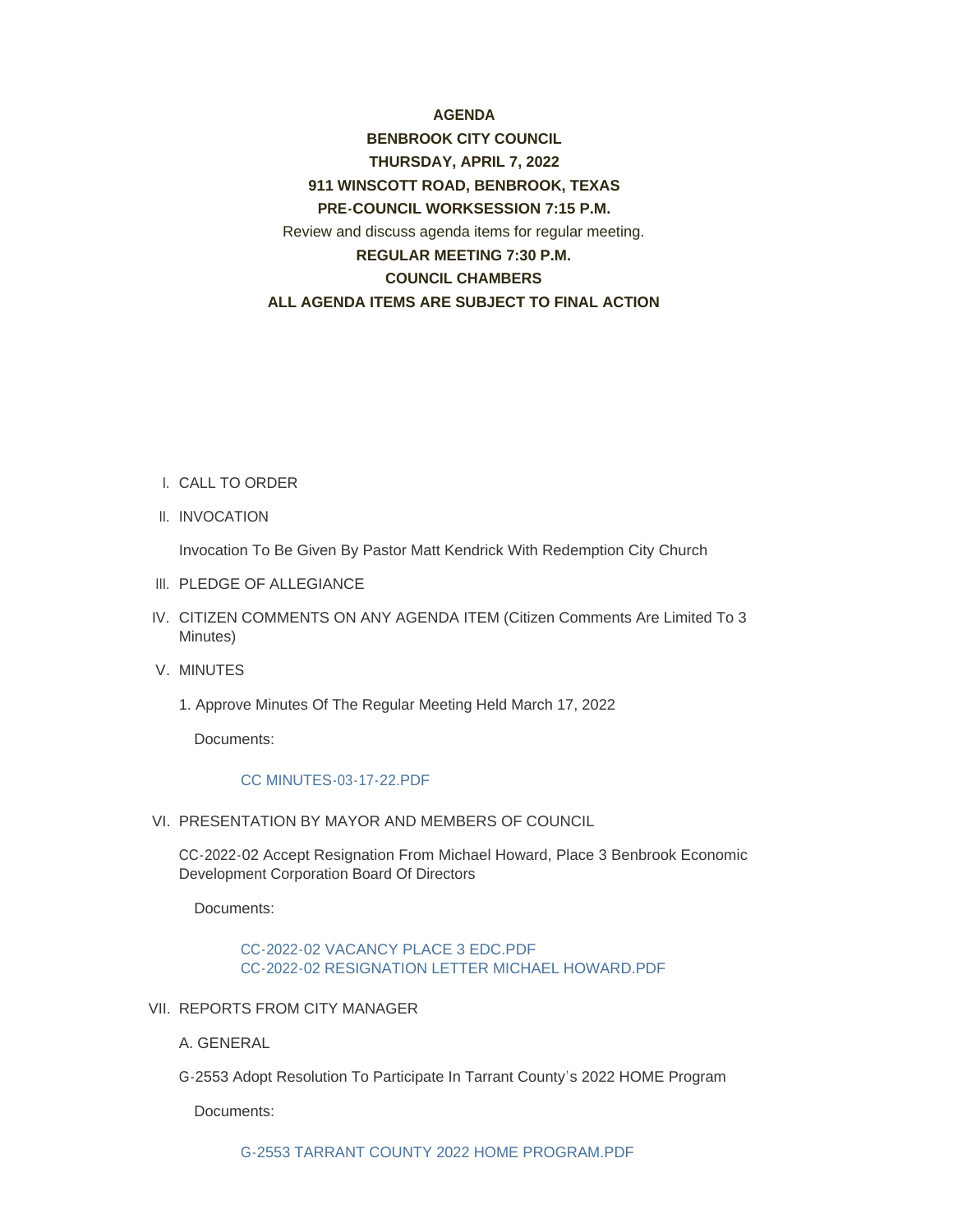**AGENDA**

**BENBROOK CITY COUNCIL**

**THURSDAY, APRIL 7, 2022**

**911 WINSCOTT ROAD, BENBROOK, TEXAS**

**PRE-COUNCIL WORKSESSION 7:15 P.M.**

Review and discuss agenda items for regular meeting.

**REGULAR MEETING 7:30 P.M.**

**COUNCIL CHAMBERS**

**ALL AGENDA ITEMS ARE SUBJECT TO FINAL ACTION**

I. CALL TO ORDER

II. INVOCATION

Invocation To Be Given By Pastor Matt Kendrick With Redemption City Church

III. PLEDGE OF ALLEGIANCE

IV. CITIZEN COMMENTS ON ANY AGENDA ITEM (Citizen Comments Are Limited To 3 Minutes)

V. MINUTES

1. Approve Minutes Of The Regular Meeting Held March 17, 2022

Documents:

CC MINUTES-03-17-22.PDF

VI. PRESENTATION BY MAYOR AND MEMBERS OF COUNCIL

CC-2022-02 Accept Resignation From Michael Howard, Place 3 Benbrook Economic Development Corporation Board Of Directors

Documents:

CC-2022-02 VACANCY PLACE 3 EDC.PDF
CC-2022-02 RESIGNATION LETTER MICHAEL HOWARD.PDF

VII. REPORTS FROM CITY MANAGER

A. GENERAL

G-2553 Adopt Resolution To Participate In Tarrant County's 2022 HOME Program

Documents:

G-2553 TARRANT COUNTY 2022 HOME PROGRAM.PDF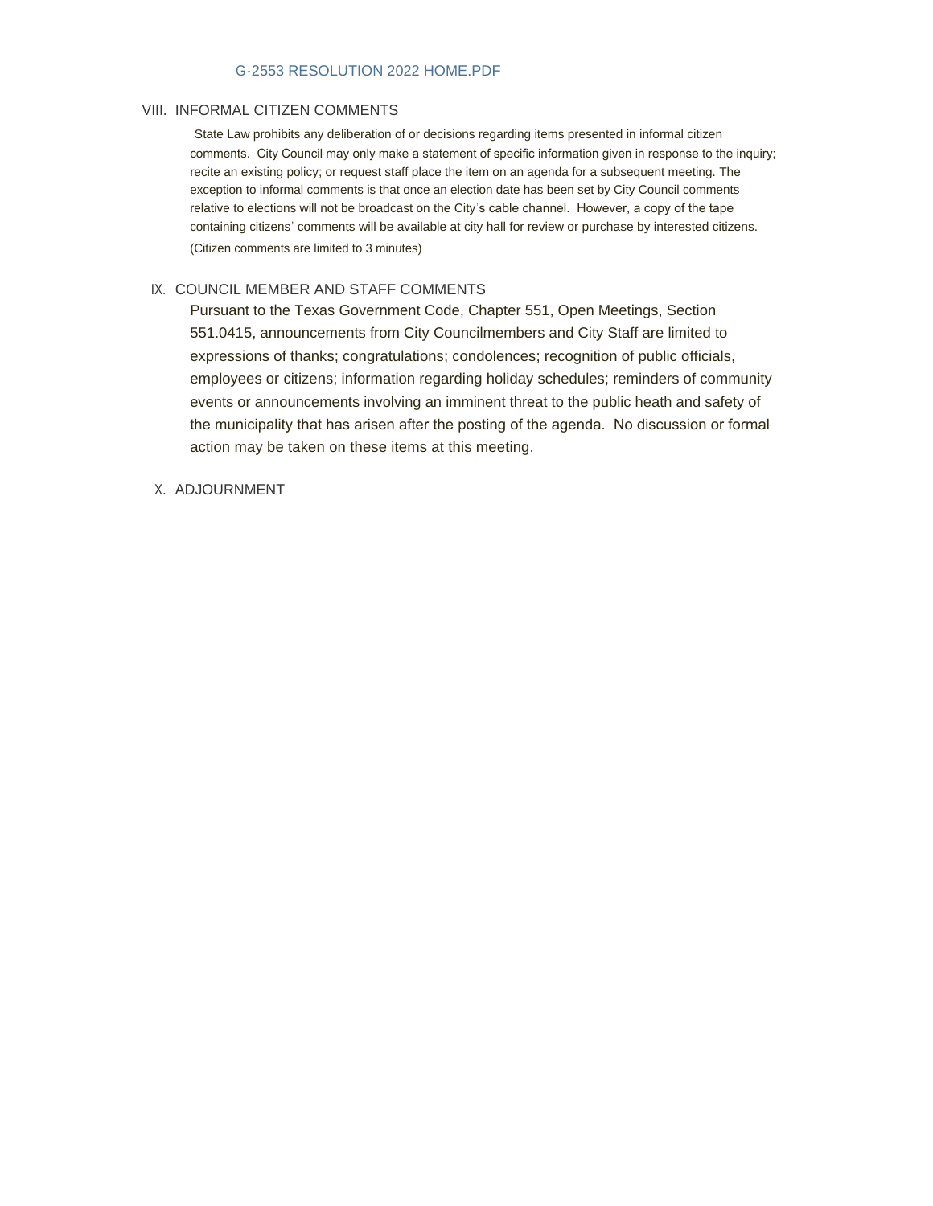G-2553 RESOLUTION 2022 HOME.PDF

## VIII. INFORMAL CITIZEN COMMENTS

State Law prohibits any deliberation of or decisions regarding items presented in informal citizen comments. City Council may only make a statement of specific information given in response to the inquiry; recite an existing policy; or request staff place the item on an agenda for a subsequent meeting. The exception to informal comments is that once an election date has been set by City Council comments relative to elections will not be broadcast on the City's cable channel. However, a copy of the tape containing citizens' comments will be available at city hall for review or purchase by interested citizens. (Citizen comments are limited to 3 minutes)

## IX. COUNCIL MEMBER AND STAFF COMMENTS

Pursuant to the Texas Government Code, Chapter 551, Open Meetings, Section 551.0415, announcements from City Councilmembers and City Staff are limited to expressions of thanks; congratulations; condolences; recognition of public officials, employees or citizens; information regarding holiday schedules; reminders of community events or announcements involving an imminent threat to the public heath and safety of the municipality that has arisen after the posting of the agenda. No discussion or formal action may be taken on these items at this meeting.

## X. ADJOURNMENT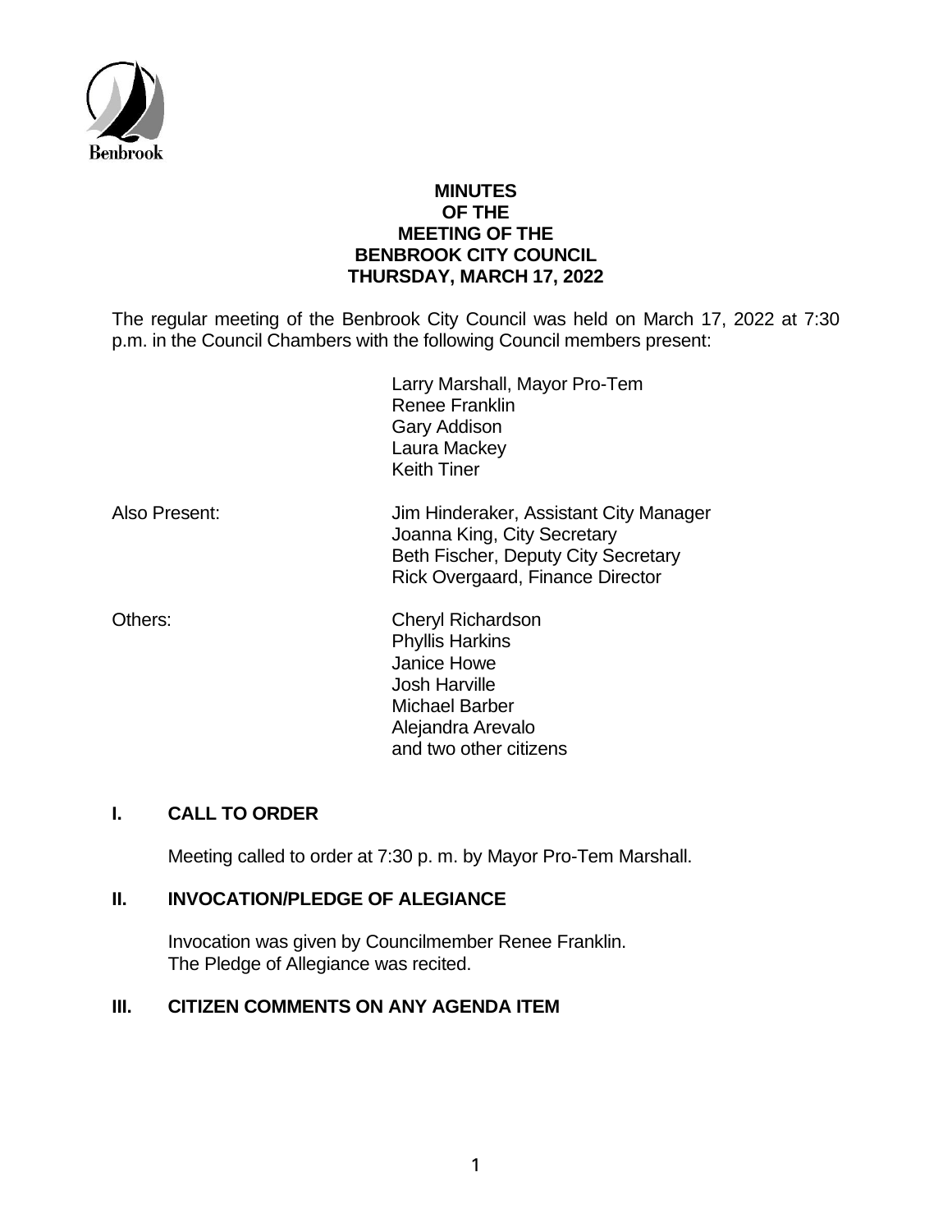**MINUTES**
**OF THE**
**MEETING OF THE**
**BENBROOK CITY COUNCIL**
**THURSDAY, MARCH 17, 2022**

The regular meeting of the Benbrook City Council was held on March 17, 2022 at 7:30 p.m. in the Council Chambers with the following Council members present:

Larry Marshall, Mayor Pro-Tem
Renee Franklin
Gary Addison
Laura Mackey
Keith Tiner

Also Present:

Jim Hinderaker, Assistant City Manager
Joanna King, City Secretary
Beth Fischer, Deputy City Secretary
Rick Overgaard, Finance Director

Others:

Cheryl Richardson
Phyllis Harkins
Janice Howe
Josh Harville
Michael Barber
Alejandra Arevalo
and two other citizens

## I. CALL TO ORDER

Meeting called to order at 7:30 p. m. by Mayor Pro-Tem Marshall.

## II. INVOCATION/PLEDGE OF ALEGIANCE

Invocation was given by Councilmember Renee Franklin.
The Pledge of Allegiance was recited.

## III. CITIZEN COMMENTS ON ANY AGENDA ITEM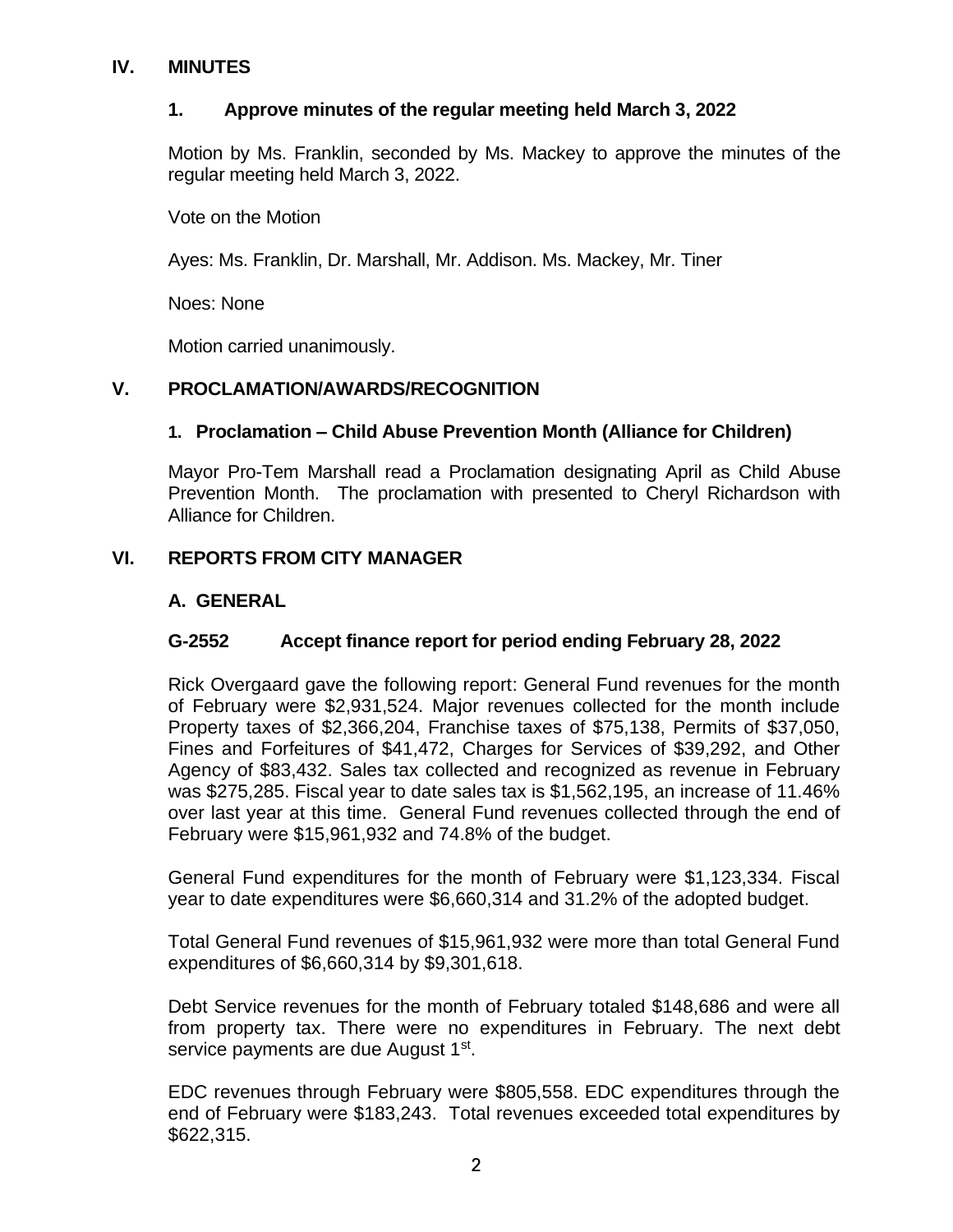## IV. MINUTES

### 1. Approve minutes of the regular meeting held March 3, 2022

Motion by Ms. Franklin, seconded by Ms. Mackey to approve the minutes of the regular meeting held March 3, 2022.

Vote on the Motion

Ayes: Ms. Franklin, Dr. Marshall, Mr. Addison. Ms. Mackey, Mr. Tiner

Noes: None

Motion carried unanimously.

## V. PROCLAMATION/AWARDS/RECOGNITION

### 1. Proclamation – Child Abuse Prevention Month (Alliance for Children)

Mayor Pro-Tem Marshall read a Proclamation designating April as Child Abuse Prevention Month. The proclamation with presented to Cheryl Richardson with Alliance for Children.

## VI. REPORTS FROM CITY MANAGER

### A. GENERAL

### G-2552 Accept finance report for period ending February 28, 2022

Rick Overgaard gave the following report: General Fund revenues for the month of February were $2,931,524. Major revenues collected for the month include Property taxes of $2,366,204, Franchise taxes of $75,138, Permits of $37,050, Fines and Forfeitures of $41,472, Charges for Services of $39,292, and Other Agency of $83,432. Sales tax collected and recognized as revenue in February was $275,285. Fiscal year to date sales tax is $1,562,195, an increase of 11.46% over last year at this time. General Fund revenues collected through the end of February were $15,961,932 and 74.8% of the budget.

General Fund expenditures for the month of February were $1,123,334. Fiscal year to date expenditures were $6,660,314 and 31.2% of the adopted budget.

Total General Fund revenues of $15,961,932 were more than total General Fund expenditures of $6,660,314 by $9,301,618.

Debt Service revenues for the month of February totaled $148,686 and were all from property tax. There were no expenditures in February. The next debt service payments are due August 1st.

EDC revenues through February were $805,558. EDC expenditures through the end of February were $183,243. Total revenues exceeded total expenditures by $622,315.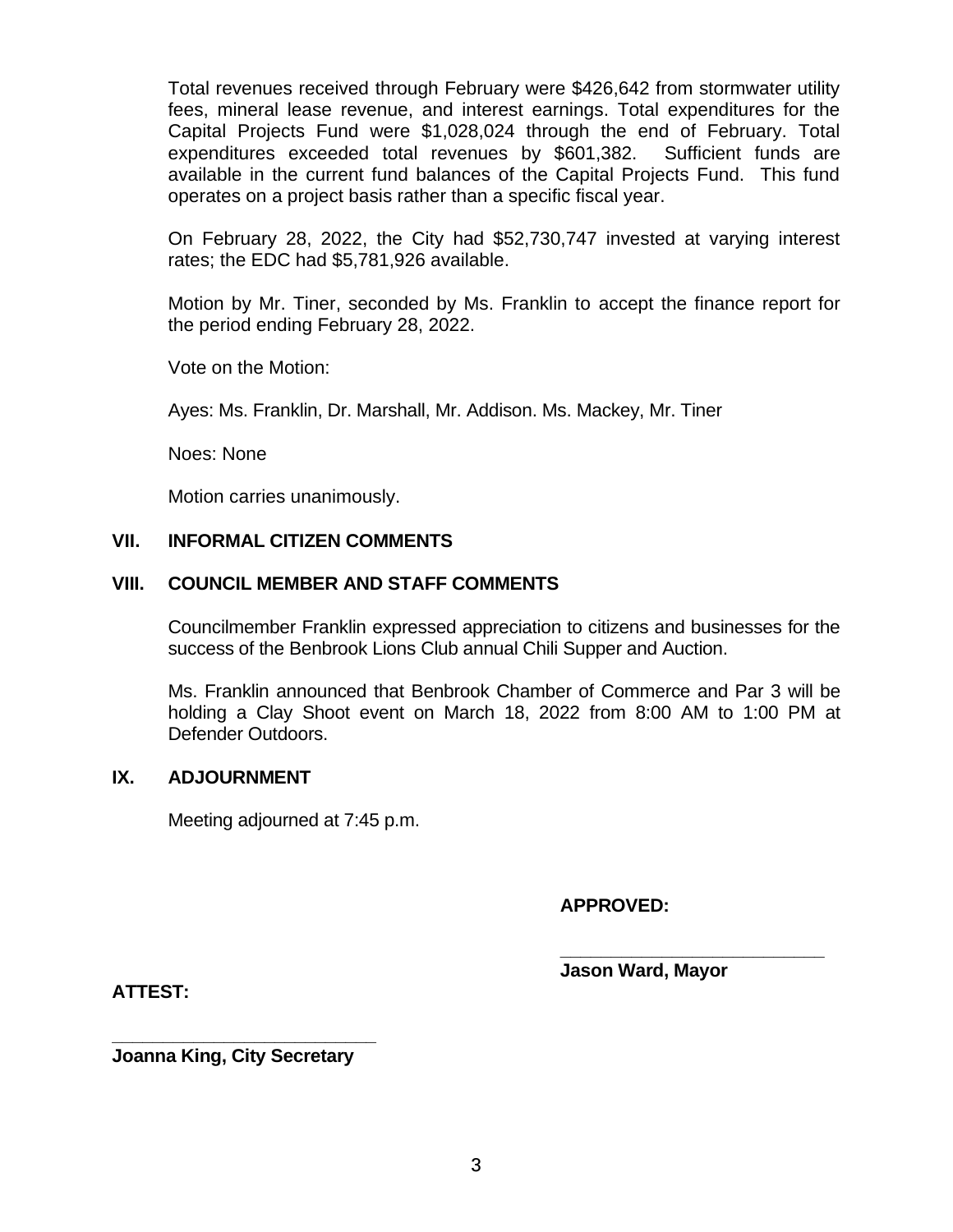Total revenues received through February were $426,642 from stormwater utility fees, mineral lease revenue, and interest earnings. Total expenditures for the Capital Projects Fund were $1,028,024 through the end of February. Total expenditures exceeded total revenues by $601,382. Sufficient funds are available in the current fund balances of the Capital Projects Fund. This fund operates on a project basis rather than a specific fiscal year.

On February 28, 2022, the City had $52,730,747 invested at varying interest rates; the EDC had $5,781,926 available.

Motion by Mr. Tiner, seconded by Ms. Franklin to accept the finance report for the period ending February 28, 2022.

Vote on the Motion:

Ayes: Ms. Franklin, Dr. Marshall, Mr. Addison. Ms. Mackey, Mr. Tiner

Noes: None

Motion carries unanimously.

## VII. INFORMAL CITIZEN COMMENTS

## VIII. COUNCIL MEMBER AND STAFF COMMENTS

Councilmember Franklin expressed appreciation to citizens and businesses for the success of the Benbrook Lions Club annual Chili Supper and Auction.

Ms. Franklin announced that Benbrook Chamber of Commerce and Par 3 will be holding a Clay Shoot event on March 18, 2022 from 8:00 AM to 1:00 PM at Defender Outdoors.

## IX. ADJOURNMENT

Meeting adjourned at 7:45 p.m.

**APPROVED:**

___________________________

**Jason Ward, Mayor**

**ATTEST:**

___________________________

**Joanna King, City Secretary**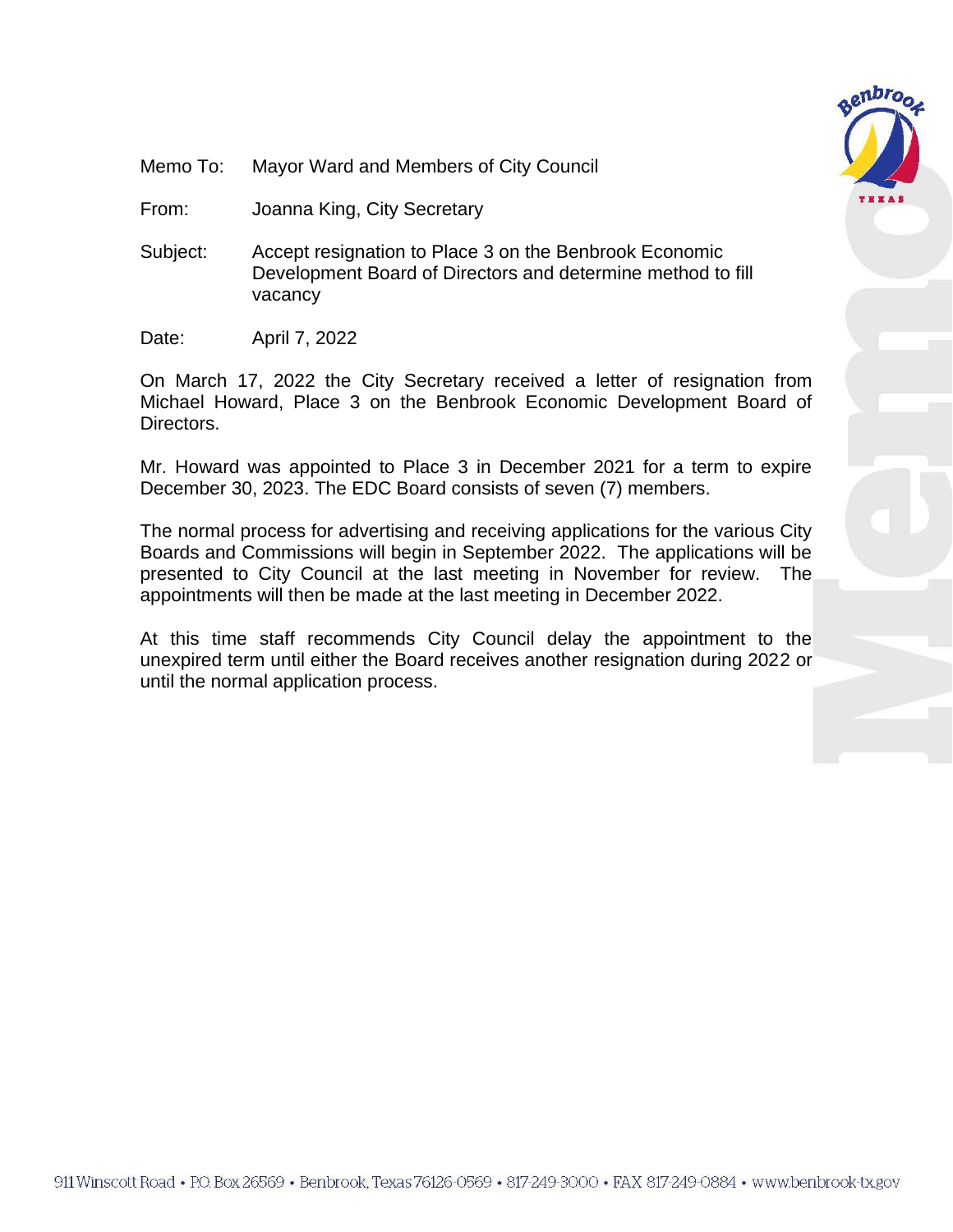Memo To: Mayor Ward and Members of City Council

From: Joanna King, City Secretary

Subject: Accept resignation to Place 3 on the Benbrook Economic Development Board of Directors and determine method to fill vacancy

Date: April 7, 2022

On March 17, 2022 the City Secretary received a letter of resignation from Michael Howard, Place 3 on the Benbrook Economic Development Board of Directors.

Mr. Howard was appointed to Place 3 in December 2021 for a term to expire December 30, 2023. The EDC Board consists of seven (7) members.

The normal process for advertising and receiving applications for the various City Boards and Commissions will begin in September 2022. The applications will be presented to City Council at the last meeting in November for review. The appointments will then be made at the last meeting in December 2022.

At this time staff recommends City Council delay the appointment to the unexpired term until either the Board receives another resignation during 2022 or until the normal application process.

911 Winscott Road • P.O. Box 26569 • Benbrook, Texas 76126-0569 • 817-249-3000 • FAX 817-249-0884 • www.benbrook-tx.gov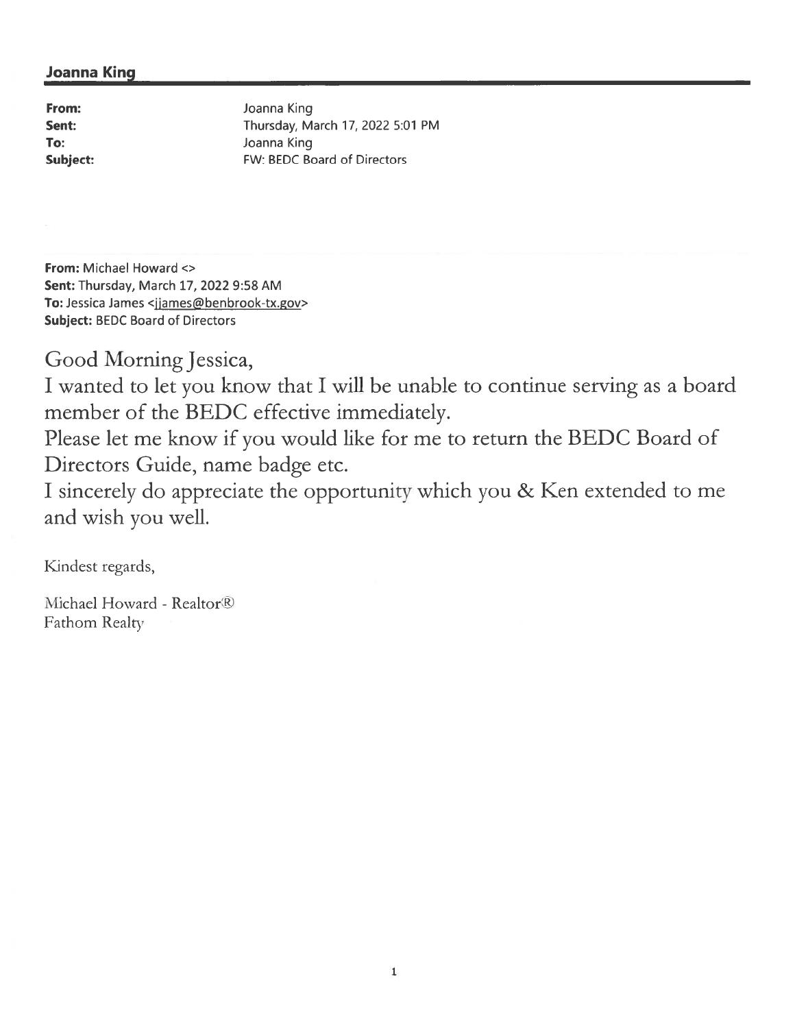**Joanna King**

**From:** Joanna King
**Sent:** Thursday, March 17, 2022 5:01 PM
**To:** Joanna King
**Subject:** FW: BEDC Board of Directors

---

**From:** Michael Howard <>
**Sent:** Thursday, March 17, 2022 9:58 AM
**To:** Jessica James <jjames@benbrook-tx.gov>
**Subject:** BEDC Board of Directors

Good Morning Jessica,

I wanted to let you know that I will be unable to continue serving as a board member of the BEDC effective immediately.

Please let me know if you would like for me to return the BEDC Board of Directors Guide, name badge etc.

I sincerely do appreciate the opportunity which you & Ken extended to me and wish you well.

Kindest regards,

Michael Howard - Realtor®
Fathom Realty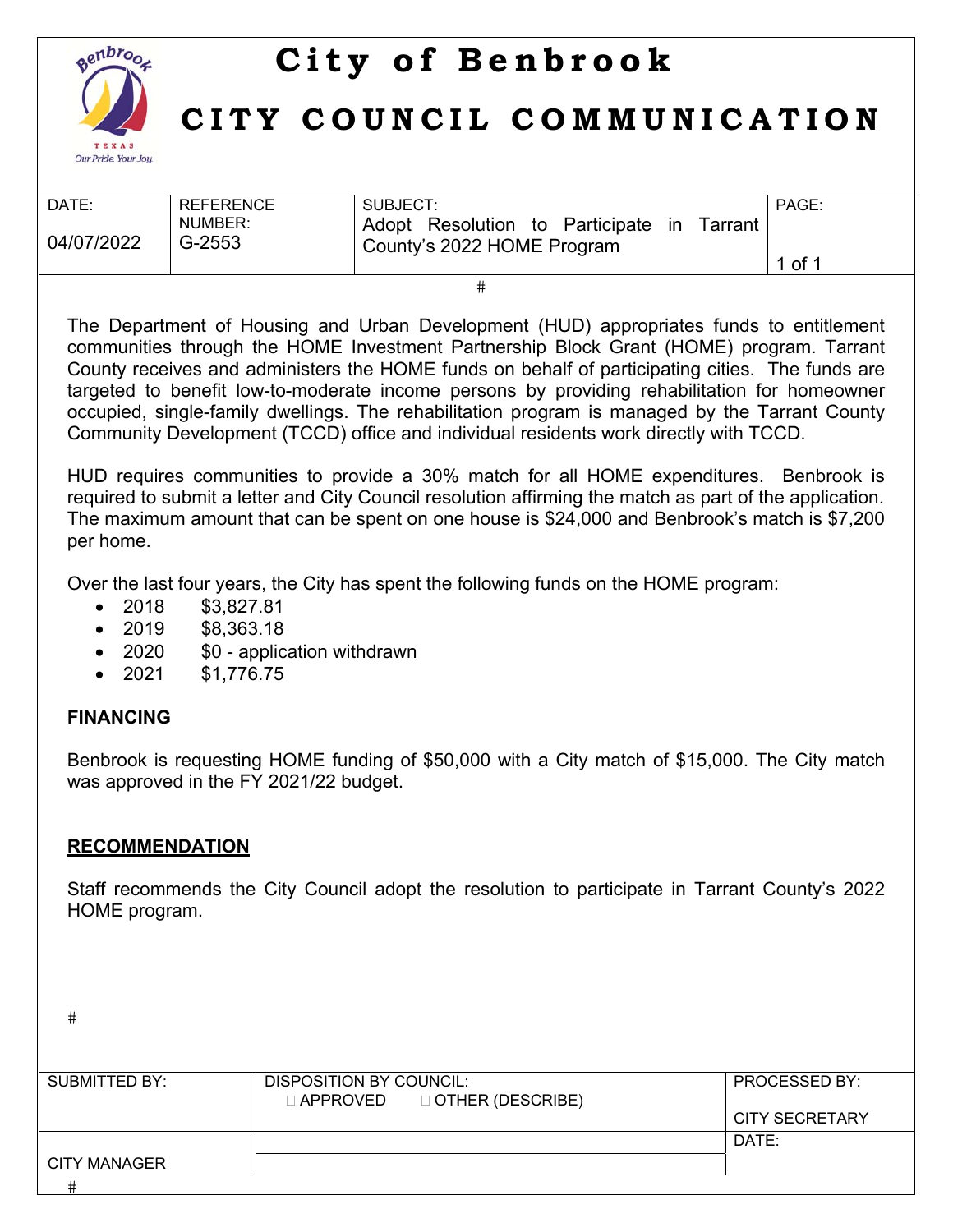# City of Benbrook

## CITY COUNCIL COMMUNICATION

| DATE: | REFERENCE NUMBER: | SUBJECT: | PAGE: |
| --- | --- | --- | --- |
| 04/07/2022 | G-2553 | Adopt Resolution to Participate in Tarrant County's 2022 HOME Program | 1 of 1 |

The Department of Housing and Urban Development (HUD) appropriates funds to entitlement communities through the HOME Investment Partnership Block Grant (HOME) program. Tarrant County receives and administers the HOME funds on behalf of participating cities. The funds are targeted to benefit low-to-moderate income persons by providing rehabilitation for homeowner occupied, single-family dwellings. The rehabilitation program is managed by the Tarrant County Community Development (TCCD) office and individual residents work directly with TCCD.

HUD requires communities to provide a 30% match for all HOME expenditures. Benbrook is required to submit a letter and City Council resolution affirming the match as part of the application. The maximum amount that can be spent on one house is $24,000 and Benbrook's match is $7,200 per home.

Over the last four years, the City has spent the following funds on the HOME program:

- 2018 $3,827.81
- 2019 $8,363.18
- 2020 $0 - application withdrawn
- 2021 $1,776.75

**FINANCING**

Benbrook is requesting HOME funding of $50,000 with a City match of $15,000. The City match was approved in the FY 2021/22 budget.

**RECOMMENDATION**

Staff recommends the City Council adopt the resolution to participate in Tarrant County's 2022 HOME program.

| SUBMITTED BY: | DISPOSITION BY COUNCIL: ☐ APPROVED ☐ OTHER (DESCRIBE) | PROCESSED BY: CITY SECRETARY |
| --- | --- | --- |
| CITY MANAGER | | DATE: |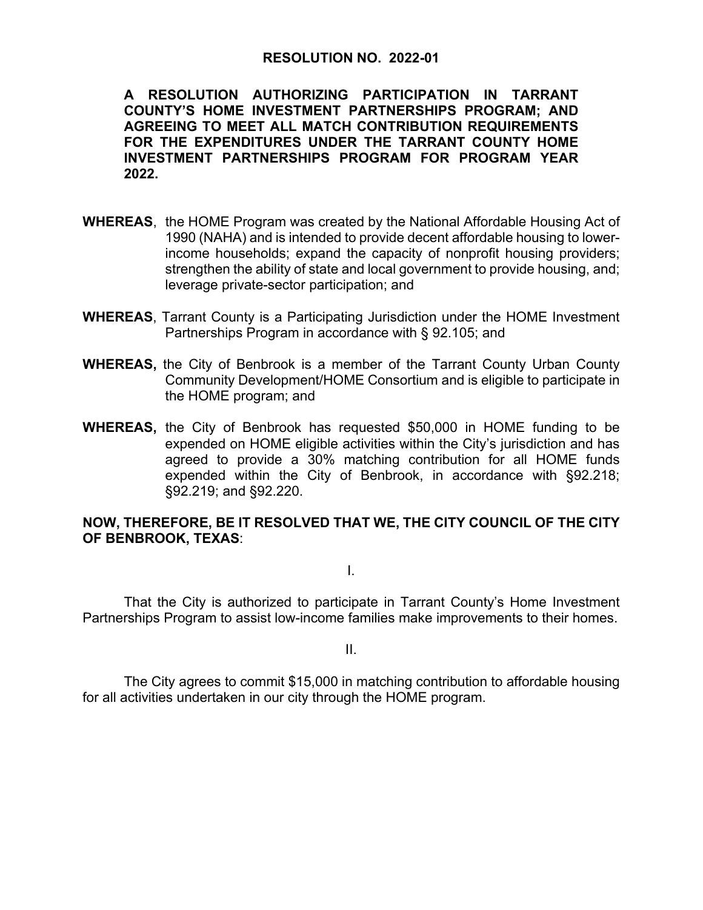# RESOLUTION NO. 2022-01

**A RESOLUTION AUTHORIZING PARTICIPATION IN TARRANT COUNTY'S HOME INVESTMENT PARTNERSHIPS PROGRAM; AND AGREEING TO MEET ALL MATCH CONTRIBUTION REQUIREMENTS FOR THE EXPENDITURES UNDER THE TARRANT COUNTY HOME INVESTMENT PARTNERSHIPS PROGRAM FOR PROGRAM YEAR 2022.**

**WHEREAS**, the HOME Program was created by the National Affordable Housing Act of 1990 (NAHA) and is intended to provide decent affordable housing to lower-income households; expand the capacity of nonprofit housing providers; strengthen the ability of state and local government to provide housing, and; leverage private-sector participation; and

**WHEREAS**, Tarrant County is a Participating Jurisdiction under the HOME Investment Partnerships Program in accordance with § 92.105; and

**WHEREAS,** the City of Benbrook is a member of the Tarrant County Urban County Community Development/HOME Consortium and is eligible to participate in the HOME program; and

**WHEREAS,** the City of Benbrook has requested $50,000 in HOME funding to be expended on HOME eligible activities within the City's jurisdiction and has agreed to provide a 30% matching contribution for all HOME funds expended within the City of Benbrook, in accordance with §92.218; §92.219; and §92.220.

**NOW, THEREFORE, BE IT RESOLVED THAT WE, THE CITY COUNCIL OF THE CITY OF BENBROOK, TEXAS**:

I.

That the City is authorized to participate in Tarrant County's Home Investment Partnerships Program to assist low-income families make improvements to their homes.

II.

The City agrees to commit $15,000 in matching contribution to affordable housing for all activities undertaken in our city through the HOME program.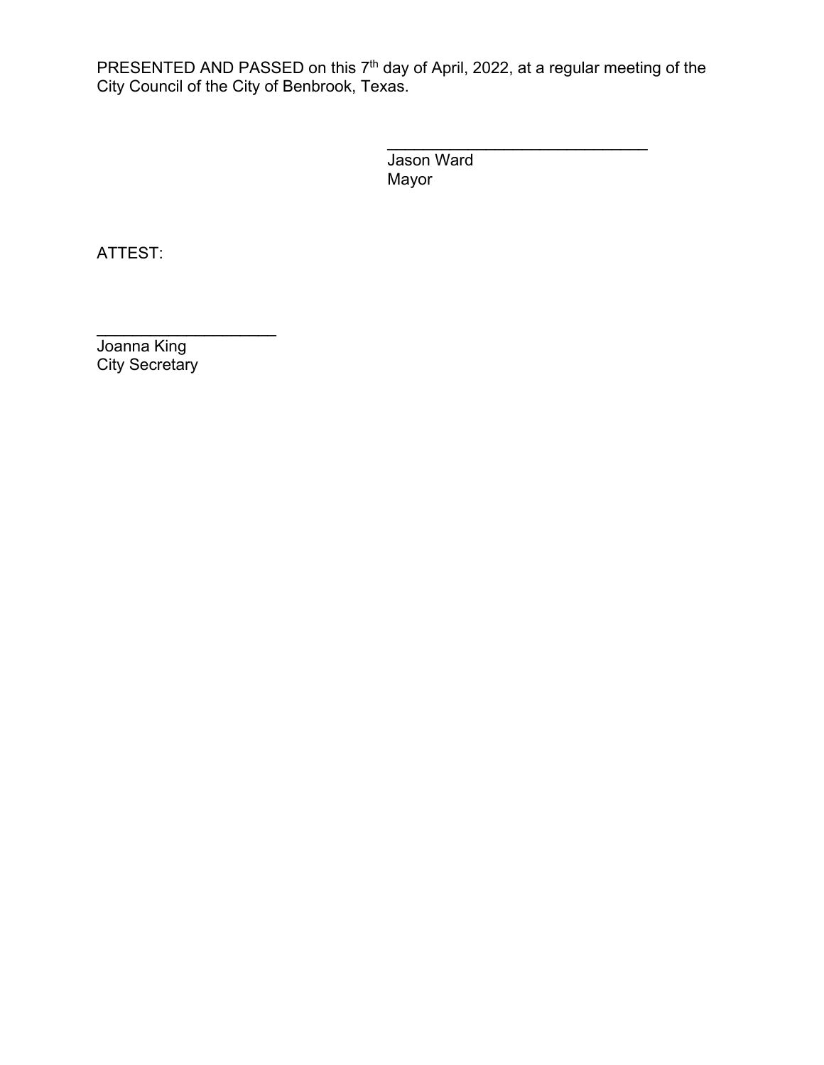PRESENTED AND PASSED on this 7th day of April, 2022, at a regular meeting of the City Council of the City of Benbrook, Texas.

______________________________
Jason Ward
Mayor

ATTEST:

____________________
Joanna King
City Secretary